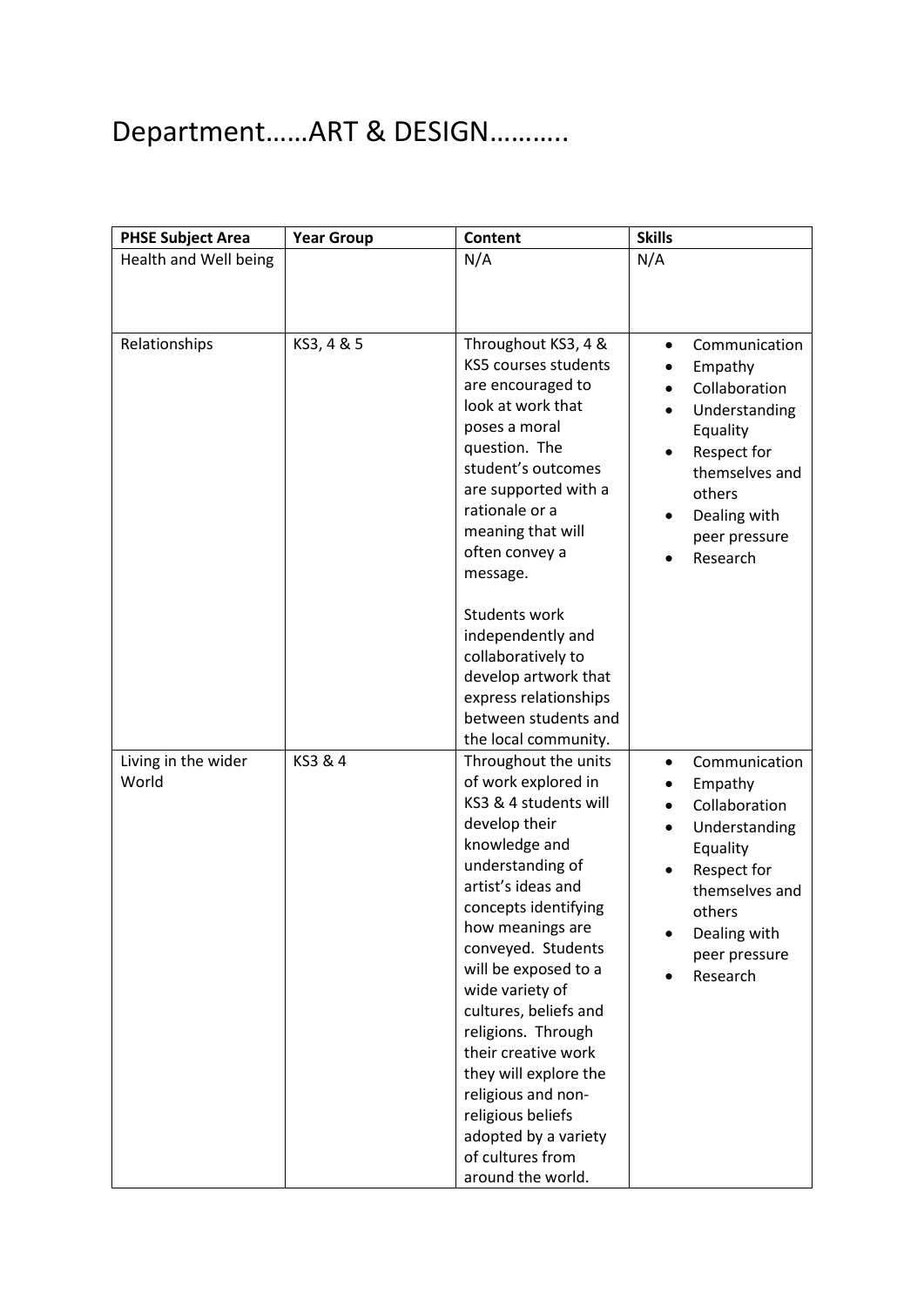# Department……ART & DESIGN………..

| PHSE Subject Area | Year Group | Content | Skills |
|---|---|---|---|
| Health and Well being | | N/A | N/A |
| Relationships | KS3, 4 & 5 | Throughout KS3, 4 & KS5 courses students are encouraged to look at work that poses a moral question. The student's outcomes are supported with a rationale or a meaning that will often convey a message.<br><br>Students work independently and collaboratively to develop artwork that express relationships between students and the local community. | • Communication<br>• Empathy<br>• Collaboration<br>• Understanding Equality<br>• Respect for themselves and others<br>• Dealing with peer pressure<br>• Research |
| Living in the wider World | KS3 & 4 | Throughout the units of work explored in KS3 & 4 students will develop their knowledge and understanding of artist's ideas and concepts identifying how meanings are conveyed. Students will be exposed to a wide variety of cultures, beliefs and religions. Through their creative work they will explore the religious and non-religious beliefs adopted by a variety of cultures from around the world. | • Communication<br>• Empathy<br>• Collaboration<br>• Understanding Equality<br>• Respect for themselves and others<br>• Dealing with peer pressure<br>• Research |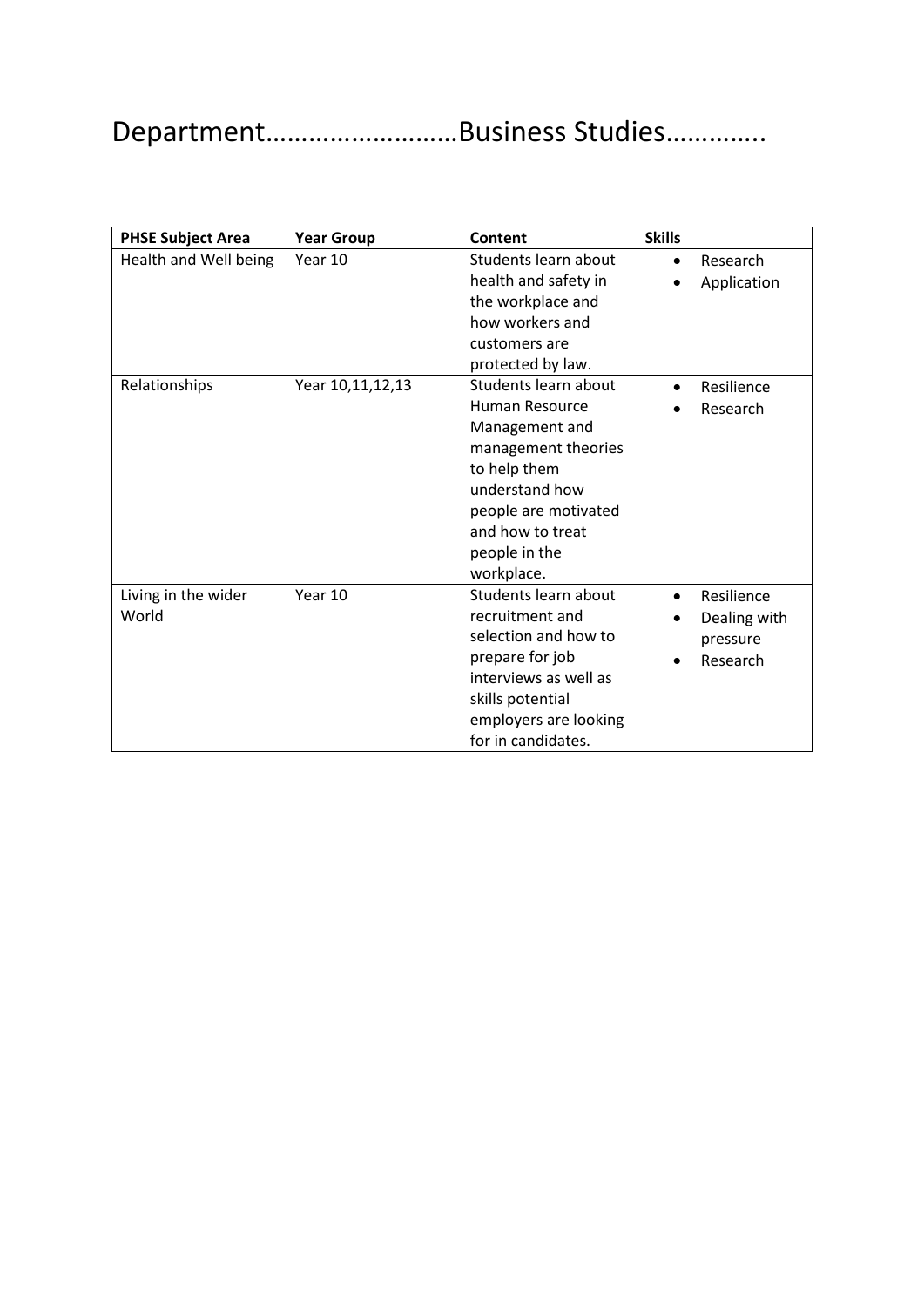# Department……………………Business Studies………….

| PHSE Subject Area | Year Group | Content | Skills |
|---|---|---|---|
| Health and Well being | Year 10 | Students learn about health and safety in the workplace and how workers and customers are protected by law. | • Research<br>• Application |
| Relationships | Year 10,11,12,13 | Students learn about Human Resource Management and management theories to help them understand how people are motivated and how to treat people in the workplace. | • Resilience<br>• Research |
| Living in the wider World | Year 10 | Students learn about recruitment and selection and how to prepare for job interviews as well as skills potential employers are looking for in candidates. | • Resilience<br>• Dealing with pressure<br>• Research |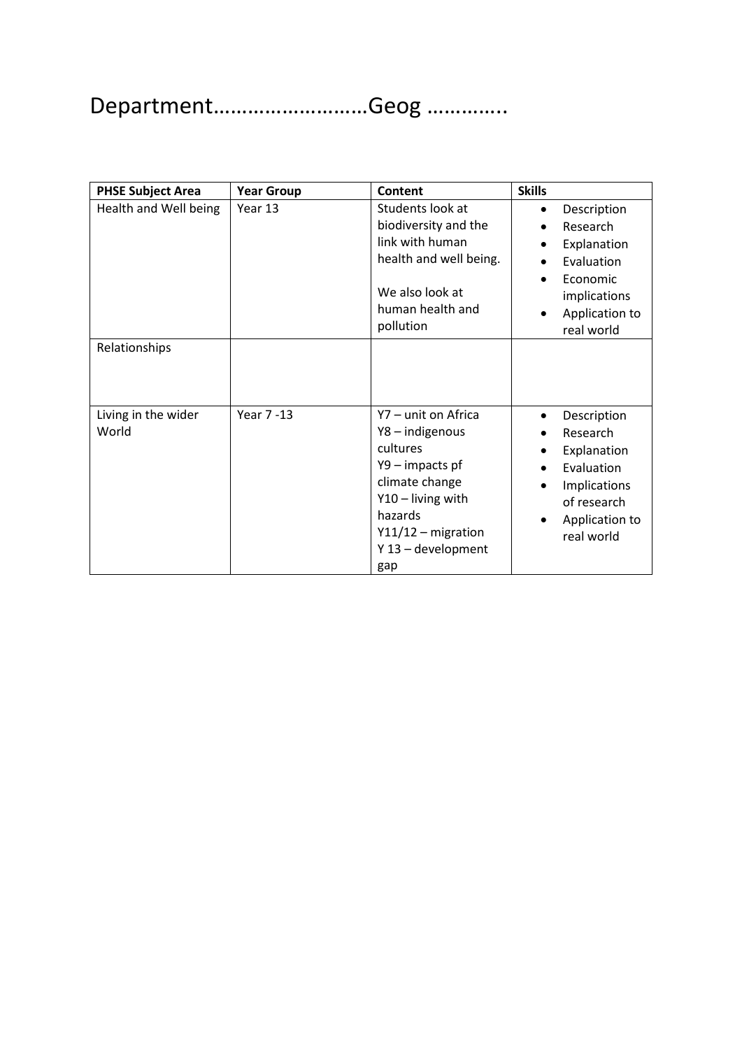# Department……………………Geog …………..

| PHSE Subject Area | Year Group | Content | Skills |
| --- | --- | --- | --- |
| Health and Well being | Year 13 | Students look at biodiversity and the link with human health and well being.<br><br>We also look at human health and pollution | • Description<br>• Research<br>• Explanation<br>• Evaluation<br>• Economic implications<br>• Application to real world |
| Relationships | | | |
| Living in the wider World | Year 7 -13 | Y7 – unit on Africa<br>Y8 – indigenous cultures<br>Y9 – impacts pf climate change<br>Y10 – living with hazards<br>Y11/12 – migration<br>Y 13 – development gap | • Description<br>• Research<br>• Explanation<br>• Evaluation<br>• Implications of research<br>• Application to real world |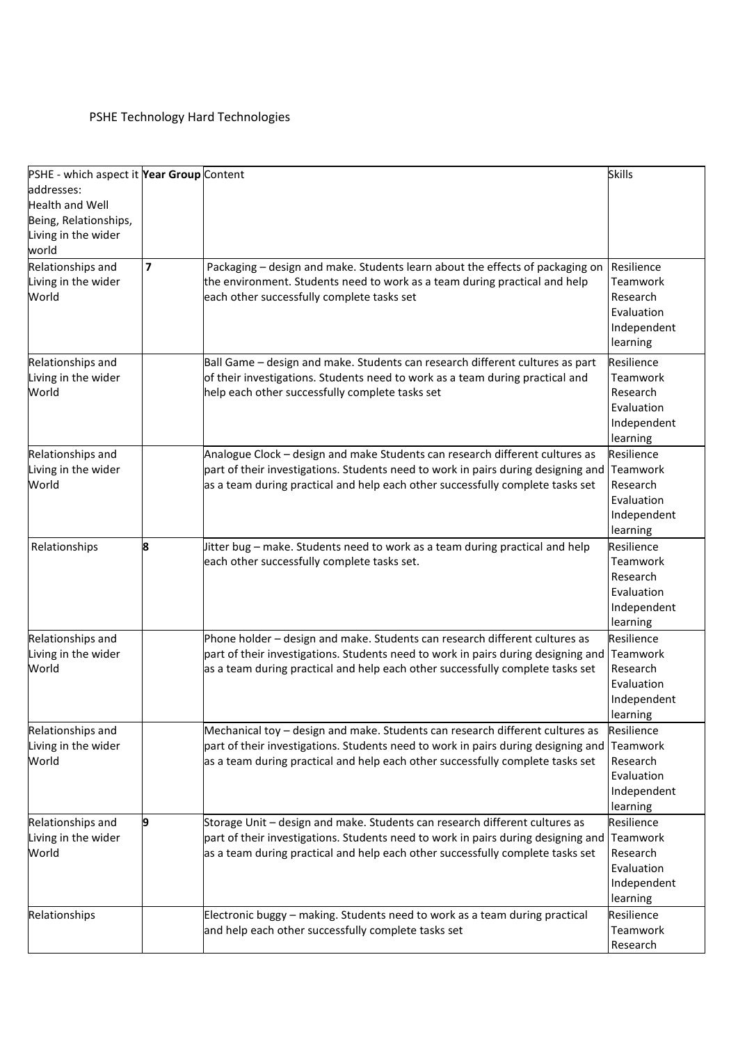PSHE Technology Hard Technologies

| PSHE - which aspect it addresses: Health and Well Being, Relationships, Living in the wider world | **Year Group** | Content | Skills |
|---|---|---|---|
| Relationships and Living in the wider World | **7** | Packaging – design and make. Students learn about the effects of packaging on the environment. Students need to work as a team during practical and help each other successfully complete tasks set | Resilience Teamwork Research Evaluation Independent learning |
| Relationships and Living in the wider World | | Ball Game – design and make. Students can research different cultures as part of their investigations. Students need to work as a team during practical and help each other successfully complete tasks set | Resilience Teamwork Research Evaluation Independent learning |
| Relationships and Living in the wider World | | Analogue Clock – design and make Students can research different cultures as part of their investigations. Students need to work in pairs during designing and as a team during practical and help each other successfully complete tasks set | Resilience Teamwork Research Evaluation Independent learning |
| Relationships | **8** | Jitter bug – make. Students need to work as a team during practical and help each other successfully complete tasks set. | Resilience Teamwork Research Evaluation Independent learning |
| Relationships and Living in the wider World | | Phone holder – design and make. Students can research different cultures as part of their investigations. Students need to work in pairs during designing and as a team during practical and help each other successfully complete tasks set | Resilience Teamwork Research Evaluation Independent learning |
| Relationships and Living in the wider World | | Mechanical toy – design and make. Students can research different cultures as part of their investigations. Students need to work in pairs during designing and as a team during practical and help each other successfully complete tasks set | Resilience Teamwork Research Evaluation Independent learning |
| Relationships and Living in the wider World | **9** | Storage Unit – design and make. Students can research different cultures as part of their investigations. Students need to work in pairs during designing and as a team during practical and help each other successfully complete tasks set | Resilience Teamwork Research Evaluation Independent learning |
| Relationships | | Electronic buggy – making. Students need to work as a team during practical and help each other successfully complete tasks set | Resilience Teamwork Research |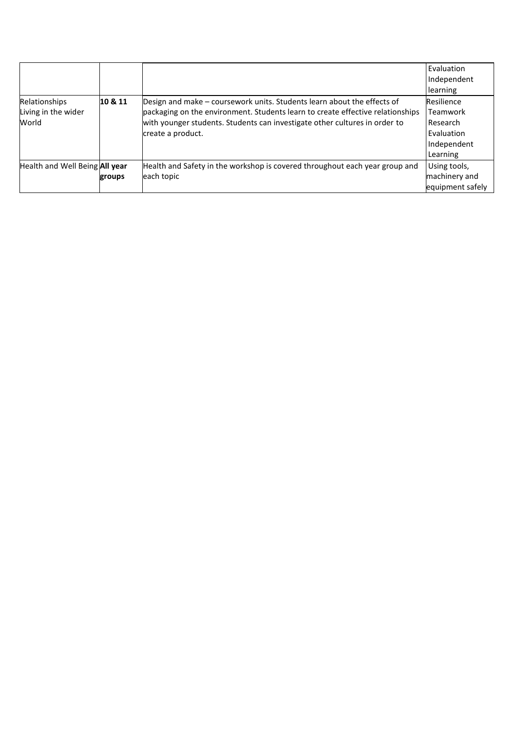| | | | |
|---|---|---|---|
| | | | Evaluation<br>Independent learning |
| Relationships<br>Living in the wider World | **10 & 11** | Design and make – coursework units. Students learn about the effects of packaging on the environment. Students learn to create effective relationships with younger students. Students can investigate other cultures in order to create a product. | Resilience<br>Teamwork<br>Research<br>Evaluation<br>Independent Learning |
| Health and Well Being | **All year groups** | Health and Safety in the workshop is covered throughout each year group and each topic | Using tools, machinery and equipment safely |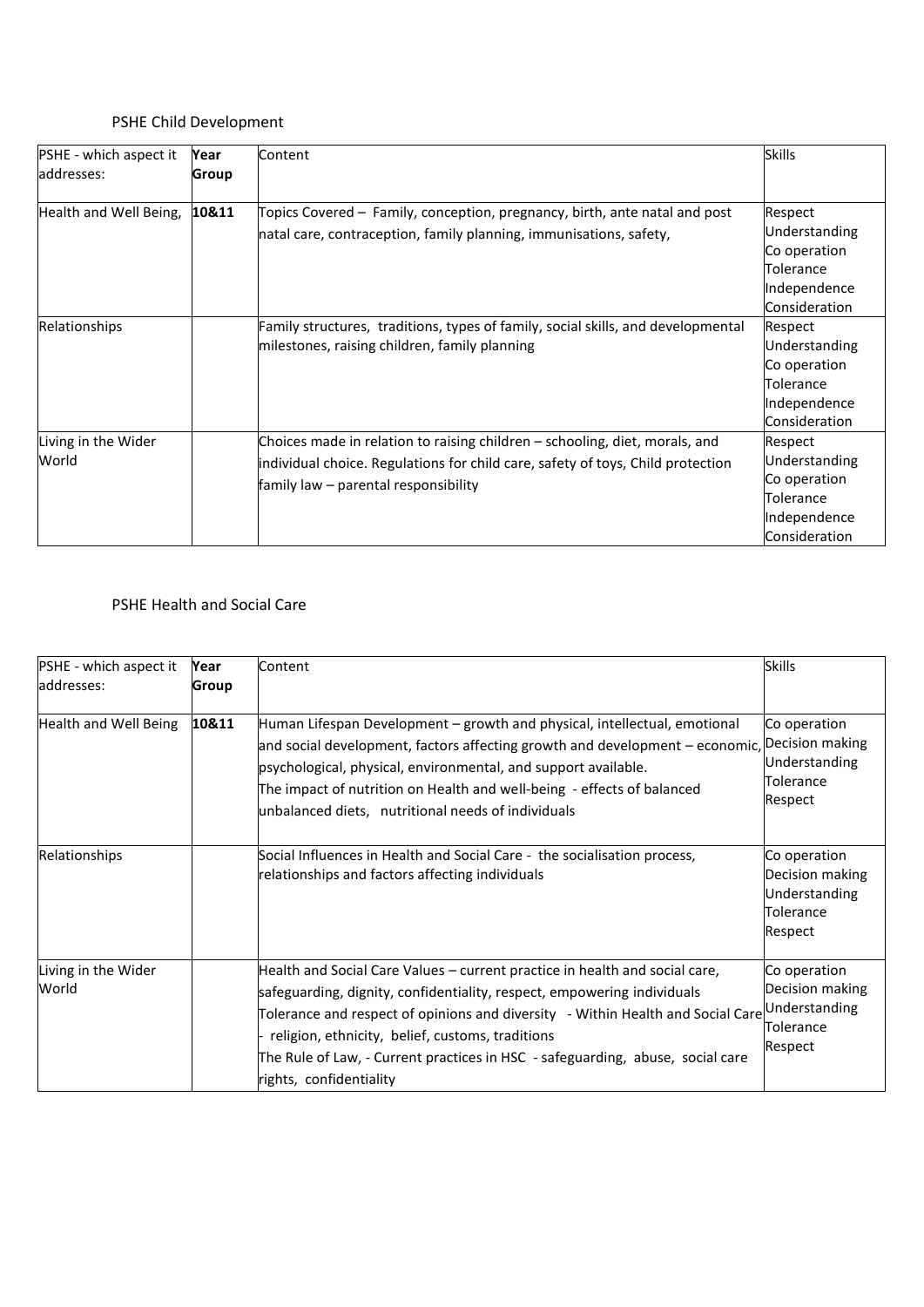## PSHE Child Development

| PSHE - which aspect it addresses: | Year Group | Content | Skills |
|---|---|---|---|
| Health and Well Being, | **10&11** | Topics Covered – Family, conception, pregnancy, birth, ante natal and post natal care, contraception, family planning, immunisations, safety, | Respect<br>Understanding<br>Co operation<br>Tolerance<br>Independence<br>Consideration |
| Relationships | | Family structures, traditions, types of family, social skills, and developmental milestones, raising children, family planning | Respect<br>Understanding<br>Co operation<br>Tolerance<br>Independence<br>Consideration |
| Living in the Wider World | | Choices made in relation to raising children – schooling, diet, morals, and individual choice. Regulations for child care, safety of toys, Child protection family law – parental responsibility | Respect<br>Understanding<br>Co operation<br>Tolerance<br>Independence<br>Consideration |

## PSHE Health and Social Care

| PSHE - which aspect it addresses: | Year Group | Content | Skills |
|---|---|---|---|
| Health and Well Being | **10&11** | Human Lifespan Development – growth and physical, intellectual, emotional and social development, factors affecting growth and development – economic, psychological, physical, environmental, and support available.<br>The impact of nutrition on Health and well-being - effects of balanced unbalanced diets, nutritional needs of individuals | Co operation<br>Decision making<br>Understanding<br>Tolerance<br>Respect |
| Relationships | | Social Influences in Health and Social Care - the socialisation process, relationships and factors affecting individuals | Co operation<br>Decision making<br>Understanding<br>Tolerance<br>Respect |
| Living in the Wider World | | Health and Social Care Values – current practice in health and social care, safeguarding, dignity, confidentiality, respect, empowering individuals<br>Tolerance and respect of opinions and diversity - Within Health and Social Care - religion, ethnicity, belief, customs, traditions<br>The Rule of Law, - Current practices in HSC - safeguarding, abuse, social care rights, confidentiality | Co operation<br>Decision making<br>Understanding<br>Tolerance<br>Respect |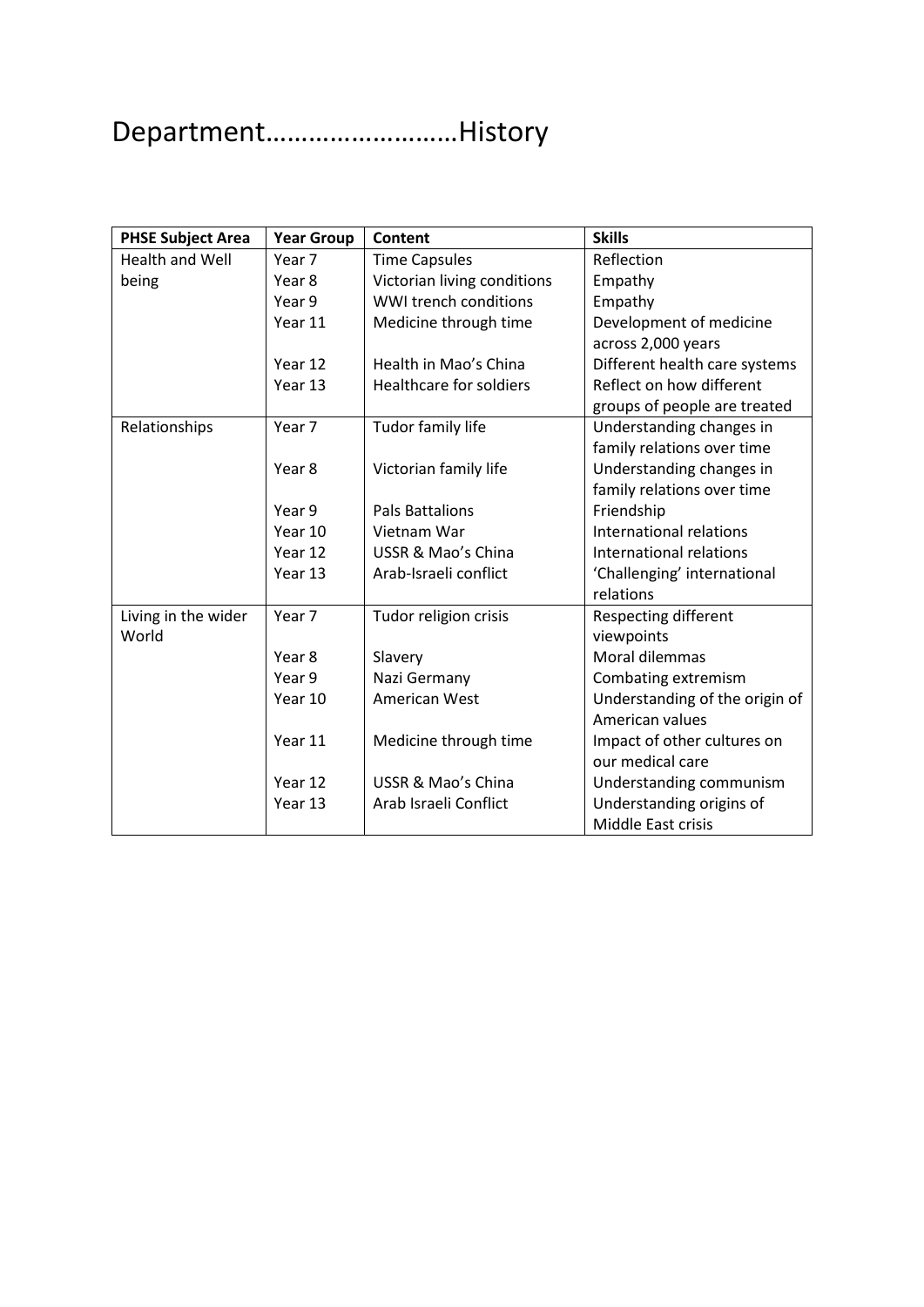# Department……………………History

| PHSE Subject Area | Year Group | Content | Skills |
|---|---|---|---|
| Health and Well being | Year 7 | Time Capsules | Reflection |
| | Year 8 | Victorian living conditions | Empathy |
| | Year 9 | WWI trench conditions | Empathy |
| | Year 11 | Medicine through time | Development of medicine across 2,000 years |
| | Year 12 | Health in Mao's China | Different health care systems |
| | Year 13 | Healthcare for soldiers | Reflect on how different groups of people are treated |
| Relationships | Year 7 | Tudor family life | Understanding changes in family relations over time |
| | Year 8 | Victorian family life | Understanding changes in family relations over time |
| | Year 9 | Pals Battalions | Friendship |
| | Year 10 | Vietnam War | International relations |
| | Year 12 | USSR & Mao's China | International relations |
| | Year 13 | Arab-Israeli conflict | 'Challenging' international relations |
| Living in the wider World | Year 7 | Tudor religion crisis | Respecting different viewpoints |
| | Year 8 | Slavery | Moral dilemmas |
| | Year 9 | Nazi Germany | Combating extremism |
| | Year 10 | American West | Understanding of the origin of American values |
| | Year 11 | Medicine through time | Impact of other cultures on our medical care |
| | Year 12 | USSR & Mao's China | Understanding communism |
| | Year 13 | Arab Israeli Conflict | Understanding origins of Middle East crisis |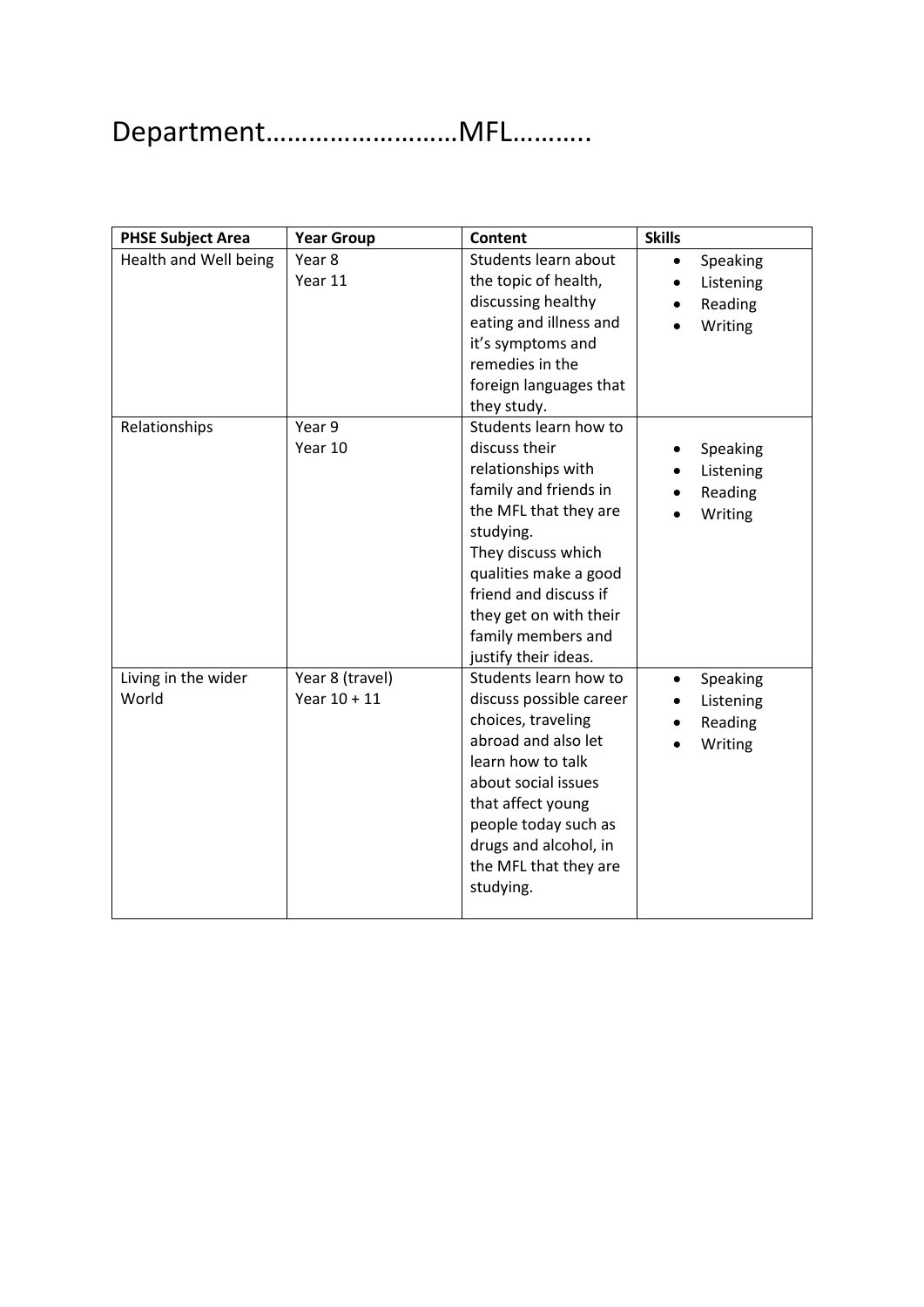# Department……………………MFL………..

| PHSE Subject Area | Year Group | Content | Skills |
| --- | --- | --- | --- |
| Health and Well being | Year 8<br>Year 11 | Students learn about the topic of health, discussing healthy eating and illness and it's symptoms and remedies in the foreign languages that they study. | • Speaking<br>• Listening<br>• Reading<br>• Writing |
| Relationships | Year 9<br>Year 10 | Students learn how to discuss their relationships with family and friends in the MFL that they are studying.<br>They discuss which qualities make a good friend and discuss if they get on with their family members and justify their ideas. | • Speaking<br>• Listening<br>• Reading<br>• Writing |
| Living in the wider World | Year 8 (travel)<br>Year 10 + 11 | Students learn how to discuss possible career choices, traveling abroad and also let learn how to talk about social issues that affect young people today such as drugs and alcohol, in the MFL that they are studying. | • Speaking<br>• Listening<br>• Reading<br>• Writing |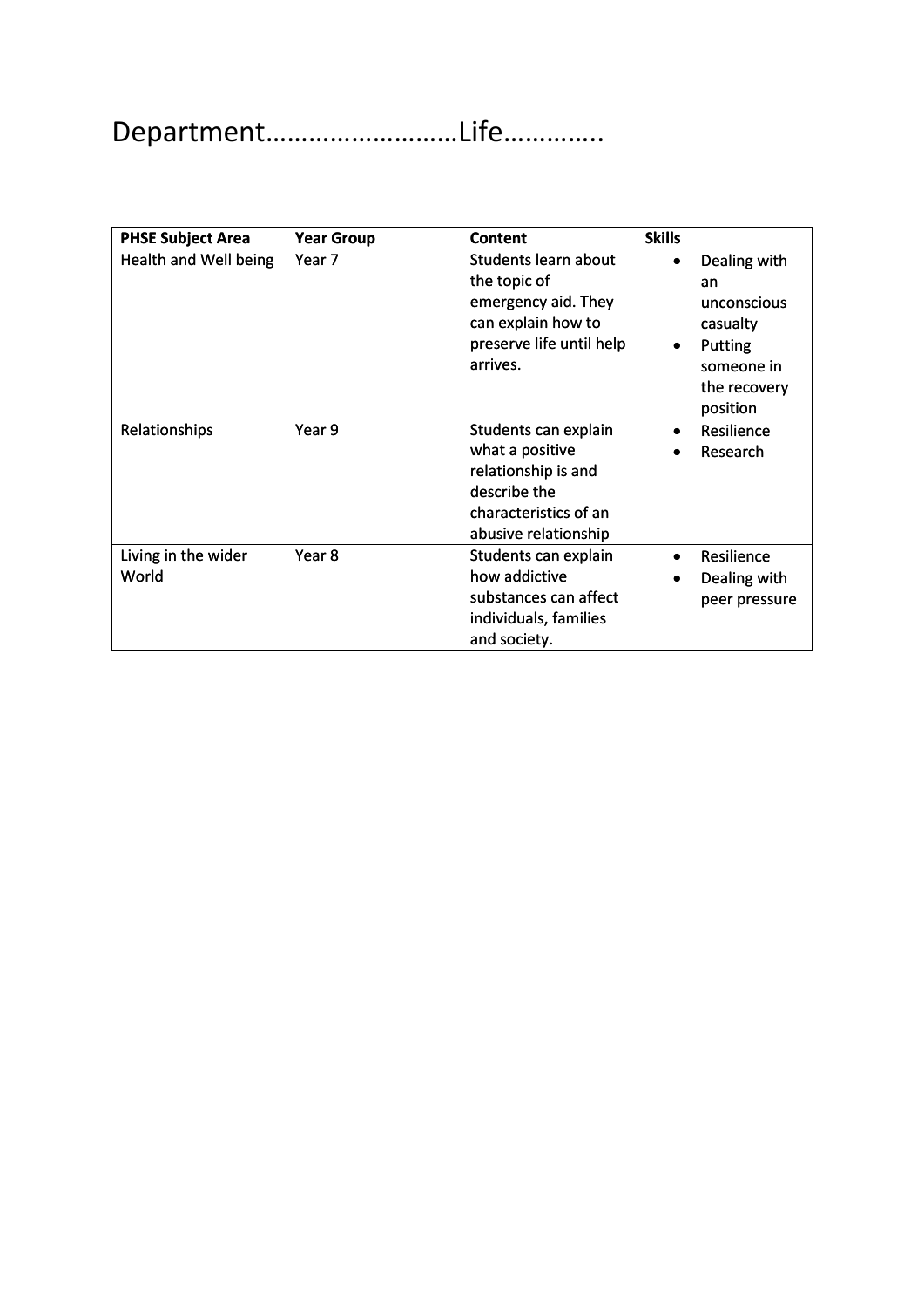# Department……………………Life…………..

| PHSE Subject Area | Year Group | Content | Skills |
|---|---|---|---|
| Health and Well being | Year 7 | Students learn about the topic of emergency aid. They can explain how to preserve life until help arrives. | • Dealing with an unconscious casualty<br>• Putting someone in the recovery position |
| Relationships | Year 9 | Students can explain what a positive relationship is and describe the characteristics of an abusive relationship | • Resilience<br>• Research |
| Living in the wider World | Year 8 | Students can explain how addictive substances can affect individuals, families and society. | • Resilience<br>• Dealing with peer pressure |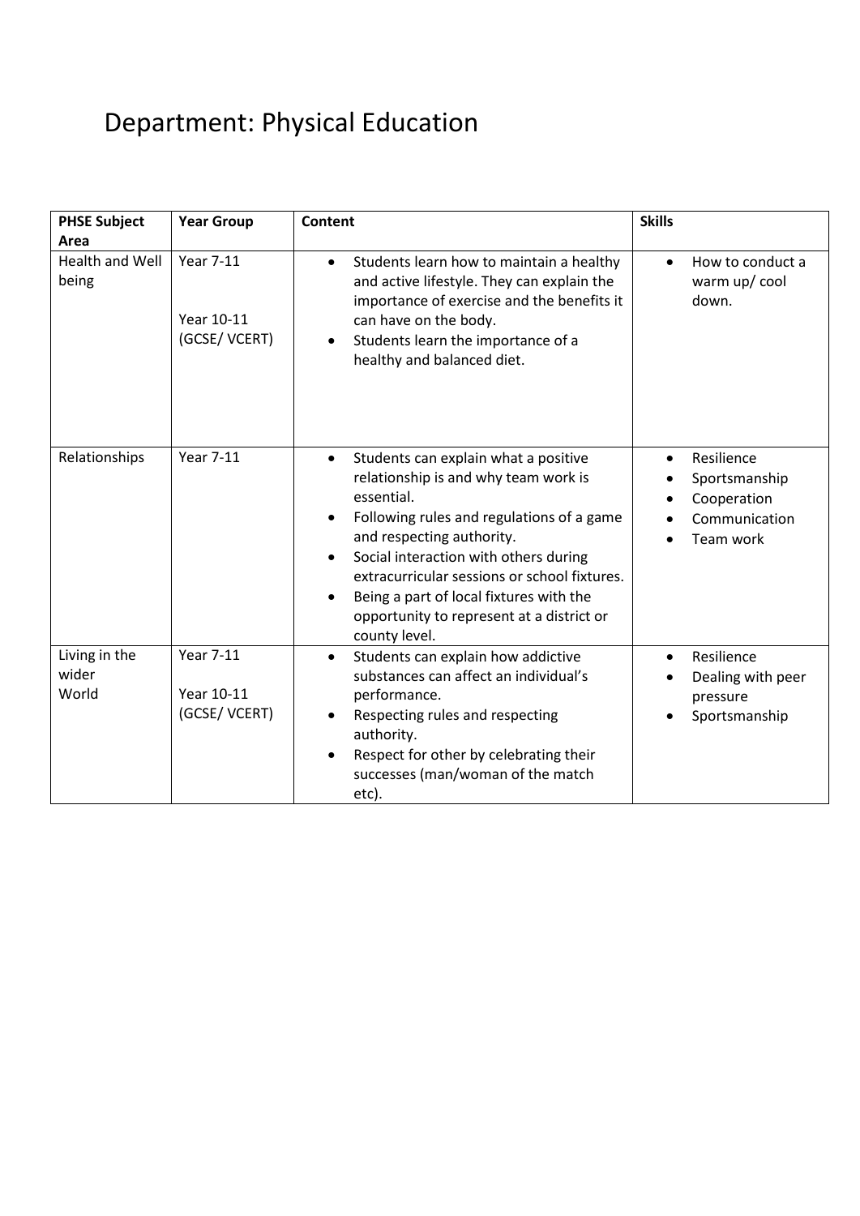# Department: Physical Education

| PHSE Subject Area | Year Group | Content | Skills |
|---|---|---|---|
| Health and Well being | Year 7-11<br><br>Year 10-11 (GCSE/ VCERT) | • Students learn how to maintain a healthy and active lifestyle. They can explain the importance of exercise and the benefits it can have on the body.<br>• Students learn the importance of a healthy and balanced diet. | • How to conduct a warm up/ cool down. |
| Relationships | Year 7-11 | • Students can explain what a positive relationship is and why team work is essential.<br>• Following rules and regulations of a game and respecting authority.<br>• Social interaction with others during extracurricular sessions or school fixtures.<br>• Being a part of local fixtures with the opportunity to represent at a district or county level. | • Resilience<br>• Sportsmanship<br>• Cooperation<br>• Communication<br>• Team work |
| Living in the wider World | Year 7-11<br><br>Year 10-11 (GCSE/ VCERT) | • Students can explain how addictive substances can affect an individual's performance.<br>• Respecting rules and respecting authority.<br>• Respect for other by celebrating their successes (man/woman of the match etc). | • Resilience<br>• Dealing with peer pressure<br>• Sportsmanship |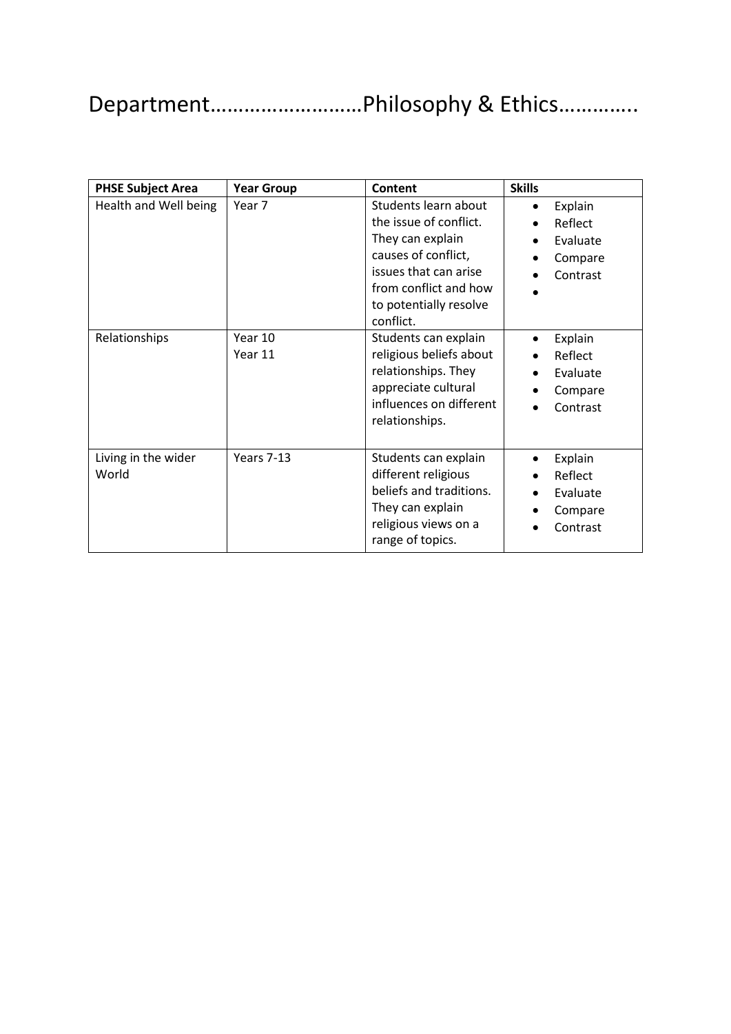# Department……………………Philosophy & Ethics………….

| PHSE Subject Area | Year Group | Content | Skills |
|---|---|---|---|
| Health and Well being | Year 7 | Students learn about the issue of conflict. They can explain causes of conflict, issues that can arise from conflict and how to potentially resolve conflict. | • Explain<br>• Reflect<br>• Evaluate<br>• Compare<br>• Contrast<br>• |
| Relationships | Year 10<br>Year 11 | Students can explain religious beliefs about relationships. They appreciate cultural influences on different relationships. | • Explain<br>• Reflect<br>• Evaluate<br>• Compare<br>• Contrast |
| Living in the wider World | Years 7-13 | Students can explain different religious beliefs and traditions. They can explain religious views on a range of topics. | • Explain<br>• Reflect<br>• Evaluate<br>• Compare<br>• Contrast |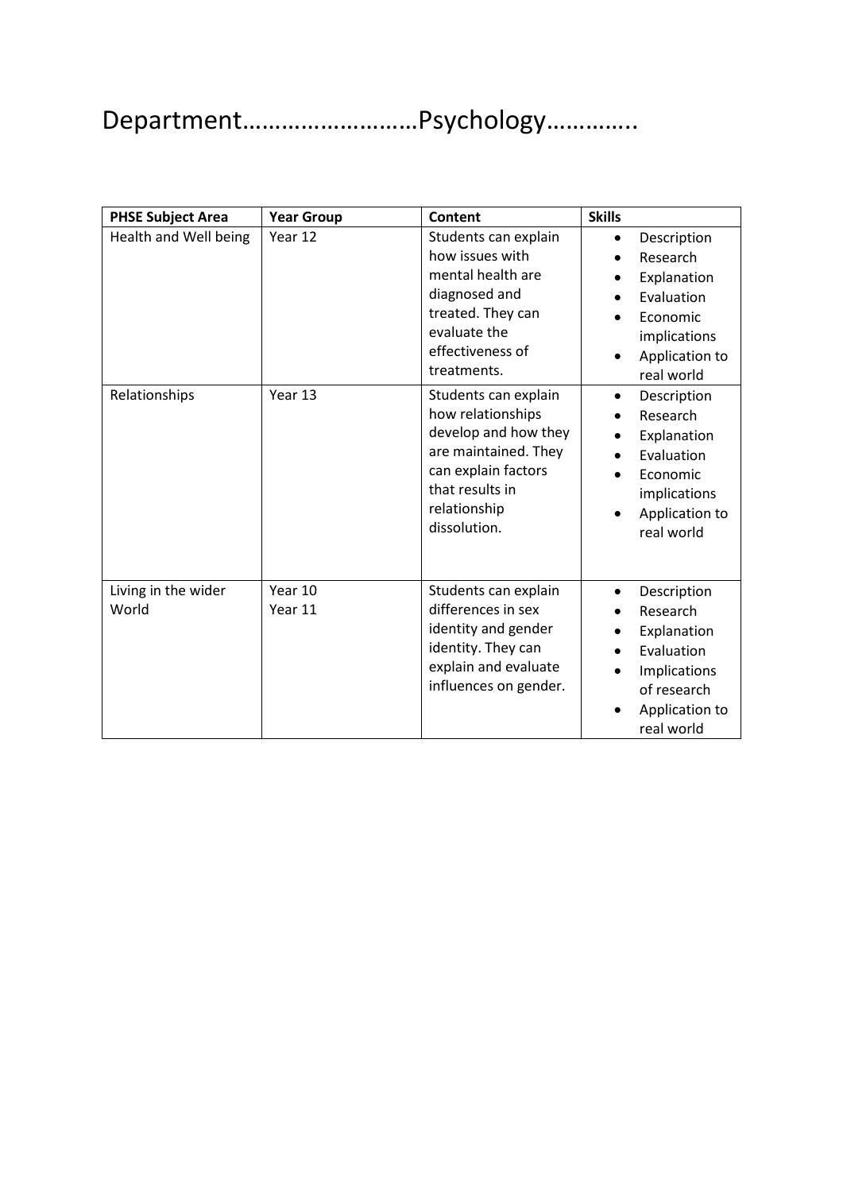# Department……………………Psychology…………..

| PHSE Subject Area | Year Group | Content | Skills |
|---|---|---|---|
| Health and Well being | Year 12 | Students can explain how issues with mental health are diagnosed and treated. They can evaluate the effectiveness of treatments. | • Description<br>• Research<br>• Explanation<br>• Evaluation<br>• Economic implications<br>• Application to real world |
| Relationships | Year 13 | Students can explain how relationships develop and how they are maintained. They can explain factors that results in relationship dissolution. | • Description<br>• Research<br>• Explanation<br>• Evaluation<br>• Economic implications<br>• Application to real world |
| Living in the wider World | Year 10<br>Year 11 | Students can explain differences in sex identity and gender identity. They can explain and evaluate influences on gender. | • Description<br>• Research<br>• Explanation<br>• Evaluation<br>• Implications of research<br>• Application to real world |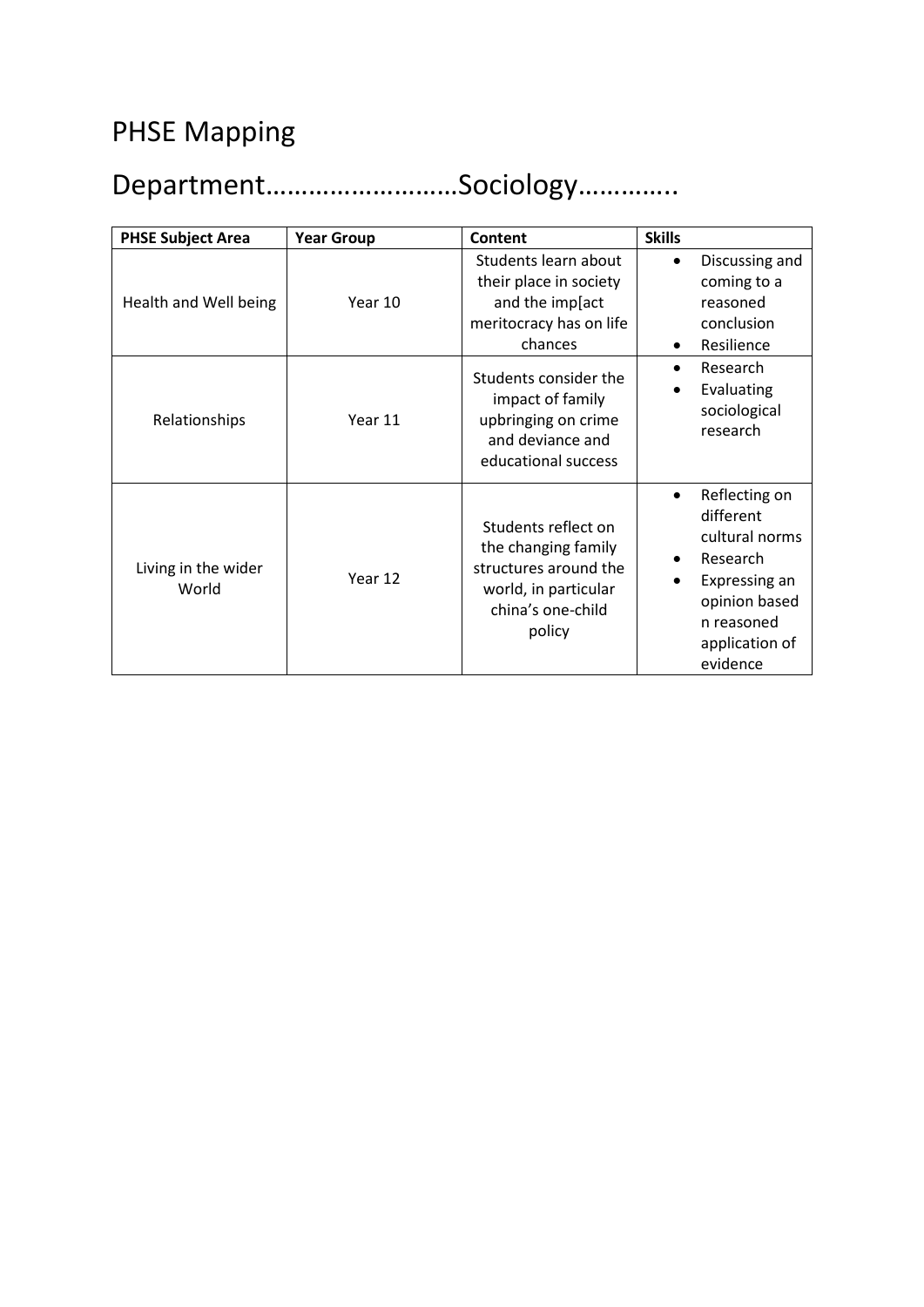# PHSE Mapping

# Department……………………Sociology………….

| PHSE Subject Area | Year Group | Content | Skills |
| --- | --- | --- | --- |
| Health and Well being | Year 10 | Students learn about their place in society and the imp[act meritocracy has on life chances | • Discussing and coming to a reasoned conclusion<br>• Resilience |
| Relationships | Year 11 | Students consider the impact of family upbringing on crime and deviance and educational success | • Research<br>• Evaluating sociological research |
| Living in the wider World | Year 12 | Students reflect on the changing family structures around the world, in particular china's one-child policy | • Reflecting on different cultural norms<br>• Research<br>• Expressing an opinion based n reasoned application of evidence |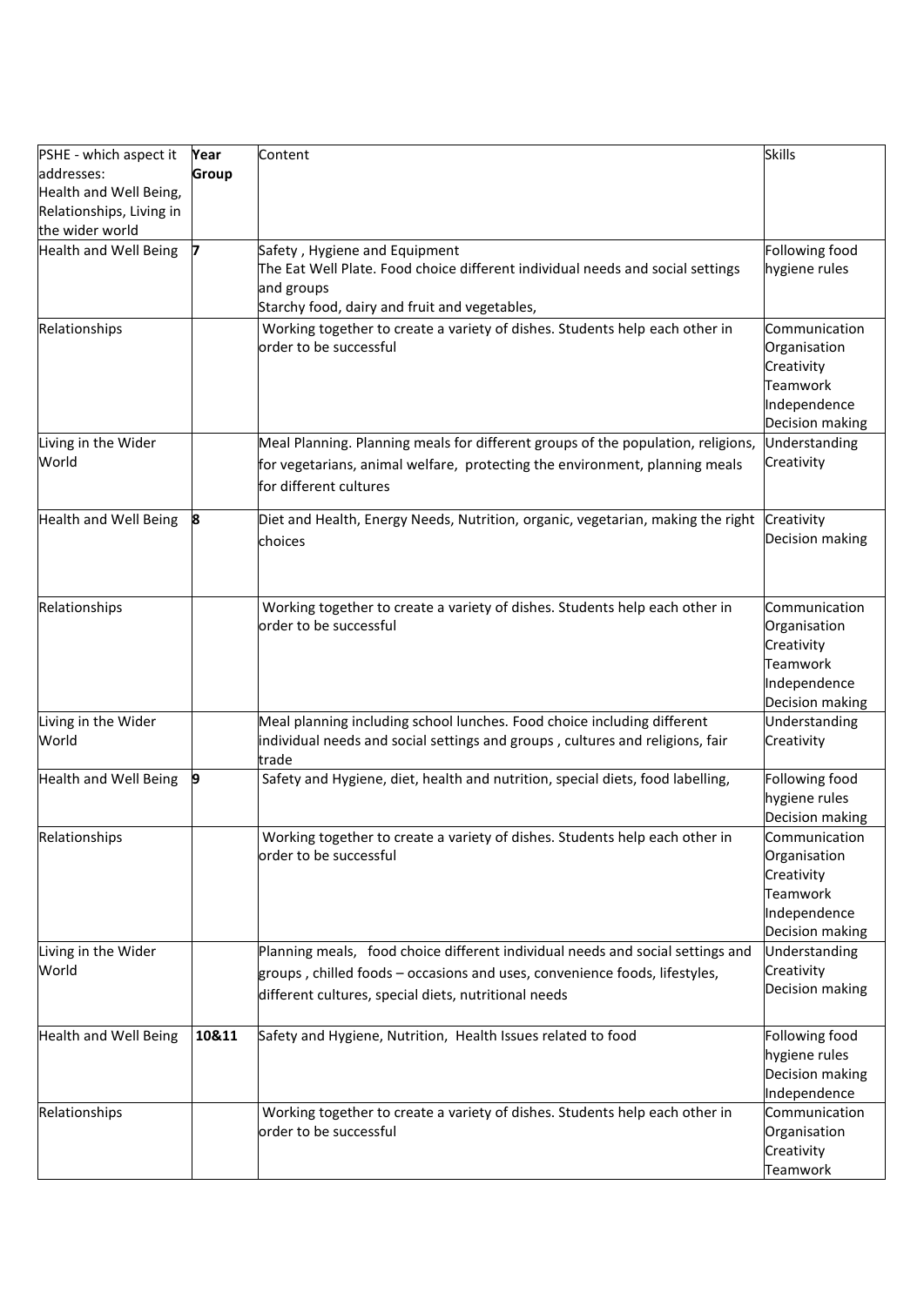| PSHE - which aspect it addresses: Health and Well Being, Relationships, Living in the wider world | Year Group | Content | Skills |
|---|---|---|---|
| Health and Well Being | 7 | Safety , Hygiene and Equipment<br>The Eat Well Plate. Food choice different individual needs and social settings and groups<br>Starchy food, dairy and fruit and vegetables, | Following food hygiene rules |
| Relationships | | Working together to create a variety of dishes. Students help each other in order to be successful | Communication<br>Organisation<br>Creativity<br>Teamwork<br>Independence<br>Decision making |
| Living in the Wider World | | Meal Planning. Planning meals for different groups of the population, religions, for vegetarians, animal welfare, protecting the environment, planning meals for different cultures | Understanding<br>Creativity |
| Health and Well Being | 8 | Diet and Health, Energy Needs, Nutrition, organic, vegetarian, making the right choices | Creativity<br>Decision making |
| Relationships | | Working together to create a variety of dishes. Students help each other in order to be successful | Communication<br>Organisation<br>Creativity<br>Teamwork<br>Independence<br>Decision making |
| Living in the Wider World | | Meal planning including school lunches. Food choice including different individual needs and social settings and groups , cultures and religions, fair trade | Understanding<br>Creativity |
| Health and Well Being | 9 | Safety and Hygiene, diet, health and nutrition, special diets, food labelling, | Following food hygiene rules<br>Decision making |
| Relationships | | Working together to create a variety of dishes. Students help each other in order to be successful | Communication<br>Organisation<br>Creativity<br>Teamwork<br>Independence<br>Decision making |
| Living in the Wider World | | Planning meals, food choice different individual needs and social settings and groups , chilled foods – occasions and uses, convenience foods, lifestyles, different cultures, special diets, nutritional needs | Understanding<br>Creativity<br>Decision making |
| Health and Well Being | 10&11 | Safety and Hygiene, Nutrition, Health Issues related to food | Following food hygiene rules<br>Decision making<br>Independence |
| Relationships | | Working together to create a variety of dishes. Students help each other in order to be successful | Communication<br>Organisation<br>Creativity<br>Teamwork |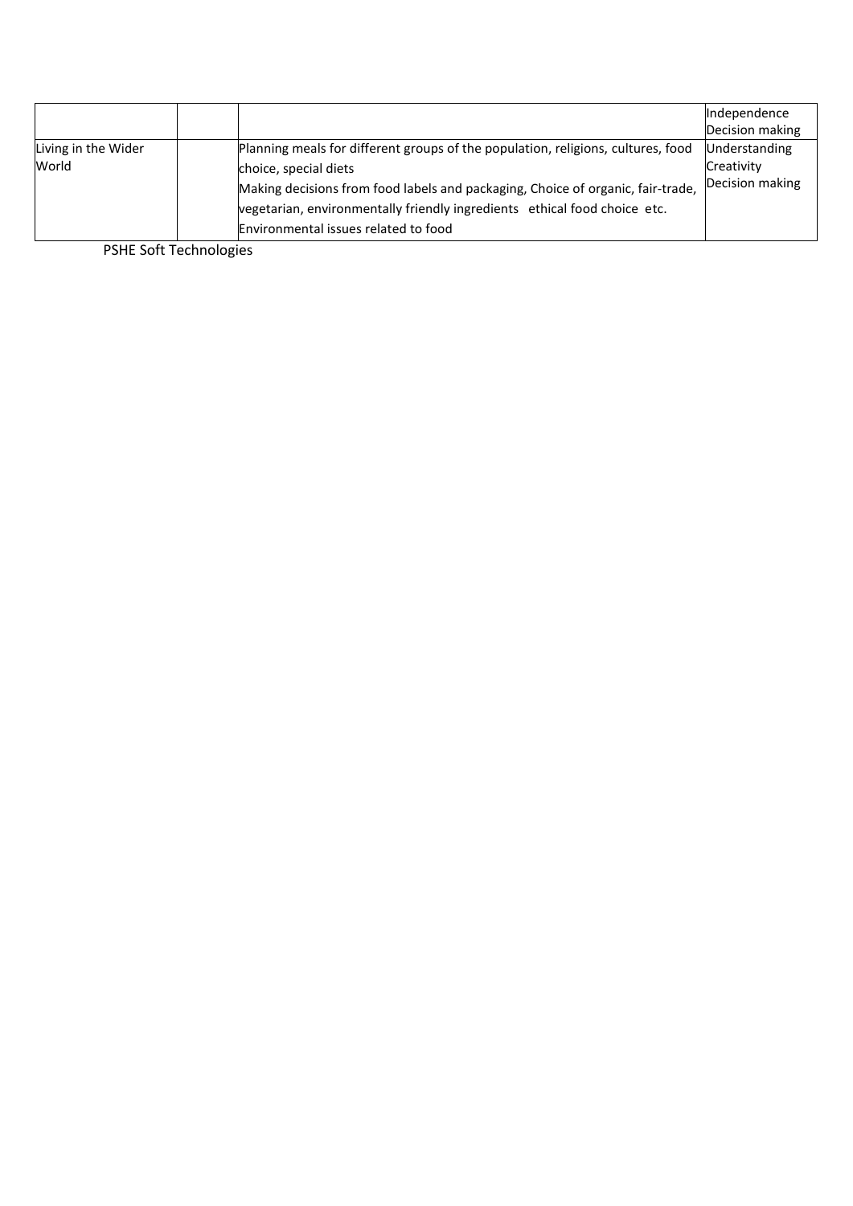| | | | |
|---|---|---|---|
| | | | Independence<br>Decision making |
| Living in the Wider World | | Planning meals for different groups of the population, religions, cultures, food choice, special diets<br>Making decisions from food labels and packaging, Choice of organic, fair-trade, vegetarian, environmentally friendly ingredients ethical food choice etc.<br>Environmental issues related to food | Understanding<br>Creativity<br>Decision making |

PSHE Soft Technologies